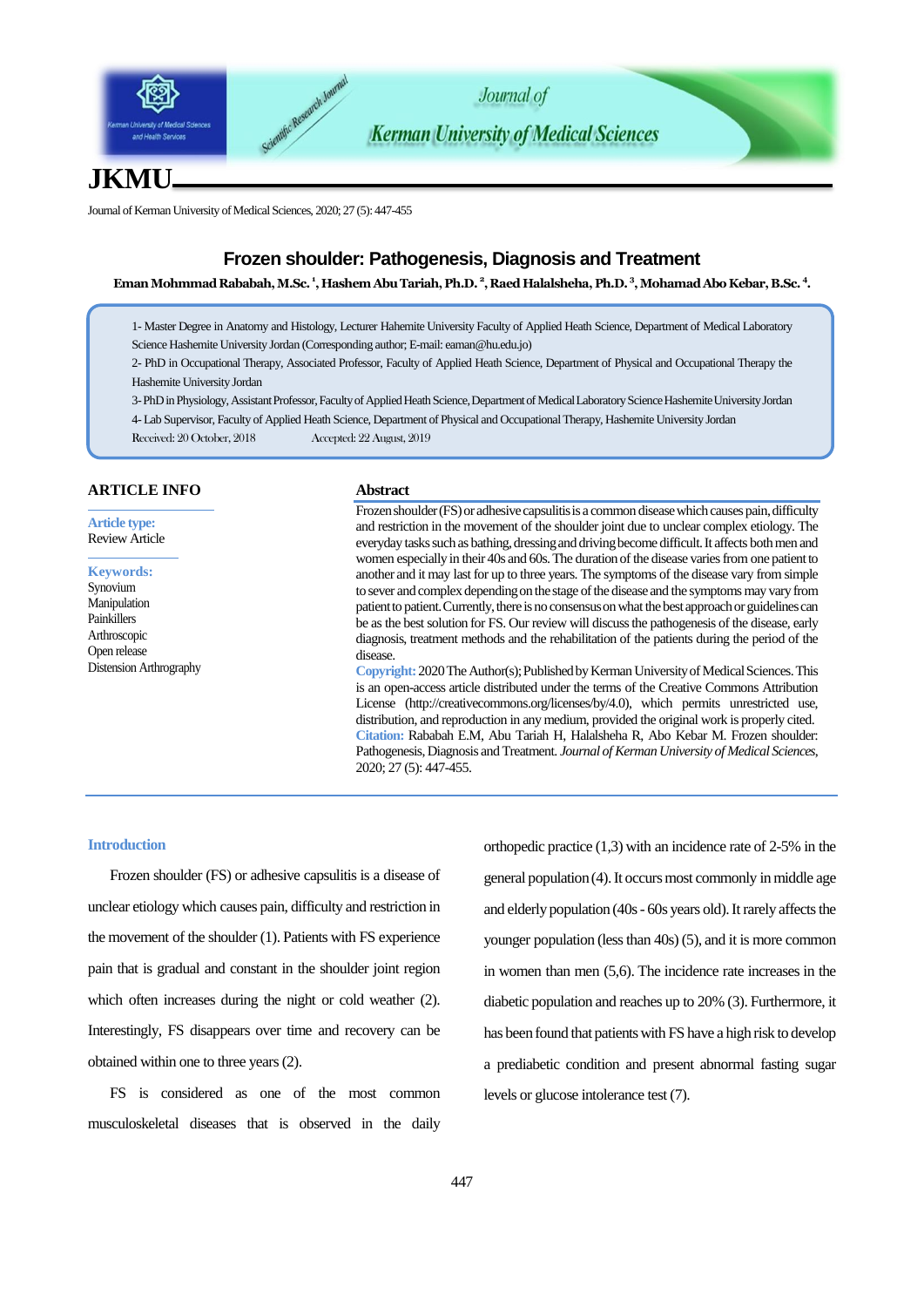# Frozen shoulder: Pathogenesis, Diagnosis and Treatment

**Eman Mohmmad Rababah, M.Sc.[1], Hashem Abu Tariah, Ph.D.[2], Raed Halalsheha, Ph.D.[3], Mohamad Abo Kebar, B.Sc.[4].**

1- Master Degree in Anatomy and Histology, Lecturer Hahemite University Faculty of Applied Heath Science, Department of Medical Laboratory Science Hashemite University Jordan (Corresponding author; E-mail: eaman@hu.edu.jo)

2- PhD in Occupational Therapy, Associated Professor, Faculty of Applied Heath Science, Department of Physical and Occupational Therapy the Hashemite University Jordan

3- PhD in Physiology, Assistant Professor, Faculty of Applied Heath Science, Department of Medical Laboratory Science Hashemite University Jordan

4- Lab Supervisor, Faculty of Applied Heath Science, Department of Physical and Occupational Therapy, Hashemite University Jordan

Received: 20 October, 2018 Accepted: 22 August, 2019

## ARTICLE INFO

**Article type:**
Review Article

**Keywords:**
Synovium
Manipulation
Painkillers
Arthroscopic
Open release
Distension Arthrography

## Abstract

Frozen shoulder (FS) or adhesive capsulitis is a common disease which causes pain, difficulty and restriction in the movement of the shoulder joint due to unclear complex etiology. The everyday tasks such as bathing, dressing and driving become difficult. It affects both men and women especially in their 40s and 60s. The duration of the disease varies from one patient to another and it may last for up to three years. The symptoms of the disease vary from simple to sever and complex depending on the stage of the disease and the symptoms may vary from patient to patient. Currently, there is no consensus on what the best approach or guidelines can be as the best solution for FS. Our review will discuss the pathogenesis of the disease, early diagnosis, treatment methods and the rehabilitation of the patients during the period of the disease.

**Copyright:** 2020 The Author(s); Published by Kerman University of Medical Sciences. This is an open-access article distributed under the terms of the Creative Commons Attribution License (http://creativecommons.org/licenses/by/4.0), which permits unrestricted use, distribution, and reproduction in any medium, provided the original work is properly cited.

**Citation:** Rababah E.M, Abu Tariah H, Halalsheha R, Abo Kebar M. Frozen shoulder: Pathogenesis, Diagnosis and Treatment. *Journal of Kerman University of Medical Sciences*, 2020; 27 (5): 447-455.

## Introduction

Frozen shoulder (FS) or adhesive capsulitis is a disease of unclear etiology which causes pain, difficulty and restriction in the movement of the shoulder (1). Patients with FS experience pain that is gradual and constant in the shoulder joint region which often increases during the night or cold weather (2). Interestingly, FS disappears over time and recovery can be obtained within one to three years (2).

FS is considered as one of the most common musculoskeletal diseases that is observed in the daily orthopedic practice (1,3) with an incidence rate of 2-5% in the general population (4). It occurs most commonly in middle age and elderly population (40s - 60s years old). It rarely affects the younger population (less than 40s) (5), and it is more common in women than men (5,6). The incidence rate increases in the diabetic population and reaches up to 20% (3). Furthermore, it has been found that patients with FS have a high risk to develop a prediabetic condition and present abnormal fasting sugar levels or glucose intolerance test (7).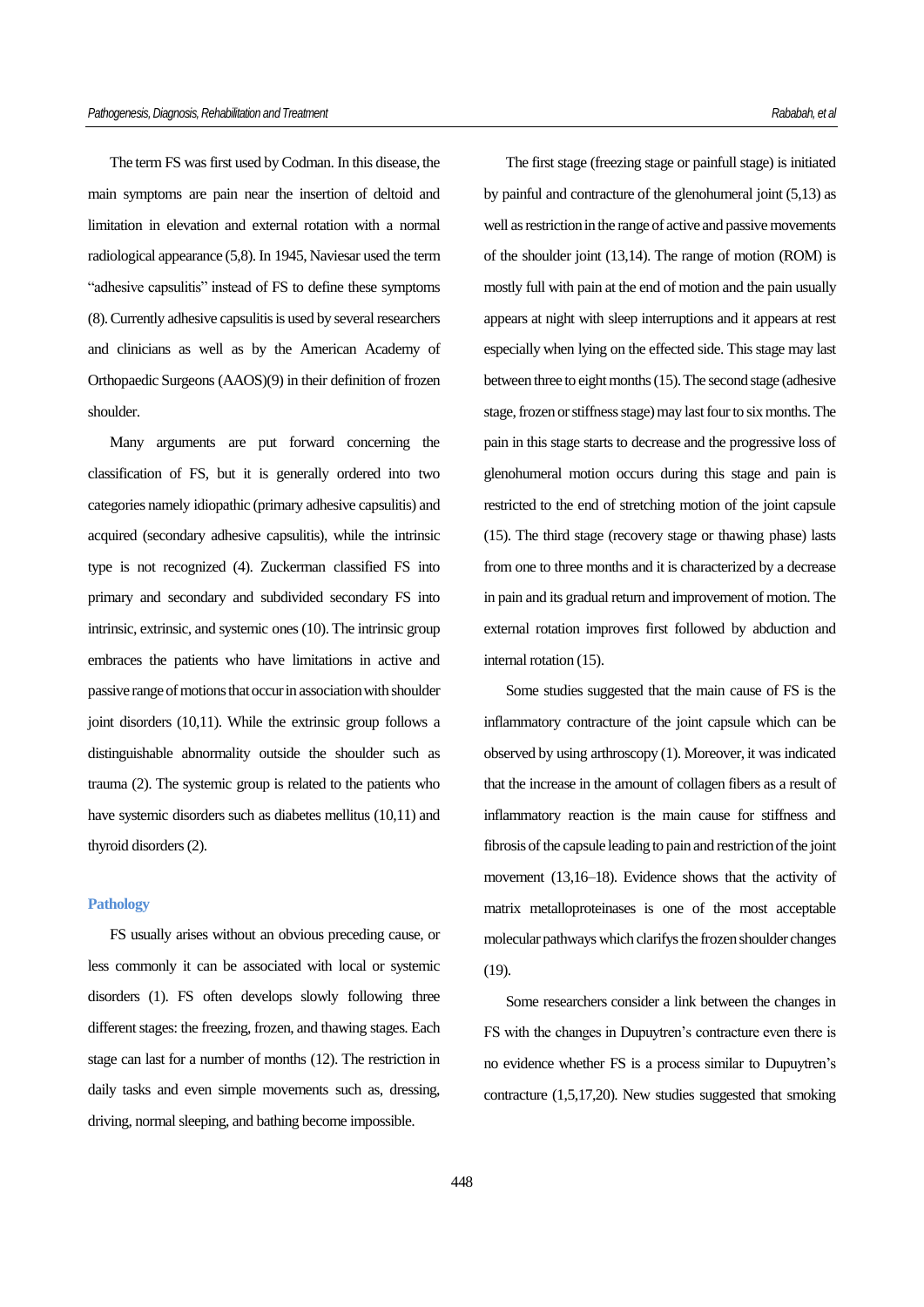The term FS was first used by Codman. In this disease, the main symptoms are pain near the insertion of deltoid and limitation in elevation and external rotation with a normal radiological appearance (5,8). In 1945, Naviesar used the term "adhesive capsulitis" instead of FS to define these symptoms (8). Currently adhesive capsulitis is used by several researchers and clinicians as well as by the American Academy of Orthopaedic Surgeons (AAOS)(9) in their definition of frozen shoulder.

Many arguments are put forward concerning the classification of FS, but it is generally ordered into two categories namely idiopathic (primary adhesive capsulitis) and acquired (secondary adhesive capsulitis), while the intrinsic type is not recognized (4). Zuckerman classified FS into primary and secondary and subdivided secondary FS into intrinsic, extrinsic, and systemic ones (10). The intrinsic group embraces the patients who have limitations in active and passive range of motions that occur in association with shoulder joint disorders (10,11). While the extrinsic group follows a distinguishable abnormality outside the shoulder such as trauma (2). The systemic group is related to the patients who have systemic disorders such as diabetes mellitus (10,11) and thyroid disorders (2).

## Pathology

FS usually arises without an obvious preceding cause, or less commonly it can be associated with local or systemic disorders (1). FS often develops slowly following three different stages: the freezing, frozen, and thawing stages. Each stage can last for a number of months (12). The restriction in daily tasks and even simple movements such as, dressing, driving, normal sleeping, and bathing become impossible.

The first stage (freezing stage or painfull stage) is initiated by painful and contracture of the glenohumeral joint (5,13) as well as restriction in the range of active and passive movements of the shoulder joint (13,14). The range of motion (ROM) is mostly full with pain at the end of motion and the pain usually appears at night with sleep interruptions and it appears at rest especially when lying on the effected side. This stage may last between three to eight months (15). The second stage (adhesive stage, frozen or stiffness stage) may last four to six months. The pain in this stage starts to decrease and the progressive loss of glenohumeral motion occurs during this stage and pain is restricted to the end of stretching motion of the joint capsule (15). The third stage (recovery stage or thawing phase) lasts from one to three months and it is characterized by a decrease in pain and its gradual return and improvement of motion. The external rotation improves first followed by abduction and internal rotation (15).

Some studies suggested that the main cause of FS is the inflammatory contracture of the joint capsule which can be observed by using arthroscopy (1). Moreover, it was indicated that the increase in the amount of collagen fibers as a result of inflammatory reaction is the main cause for stiffness and fibrosis of the capsule leading to pain and restriction of the joint movement (13,16–18). Evidence shows that the activity of matrix metalloproteinases is one of the most acceptable molecular pathways which clarifys the frozen shoulder changes (19).

Some researchers consider a link between the changes in FS with the changes in Dupuytren's contracture even there is no evidence whether FS is a process similar to Dupuytren's contracture (1,5,17,20). New studies suggested that smoking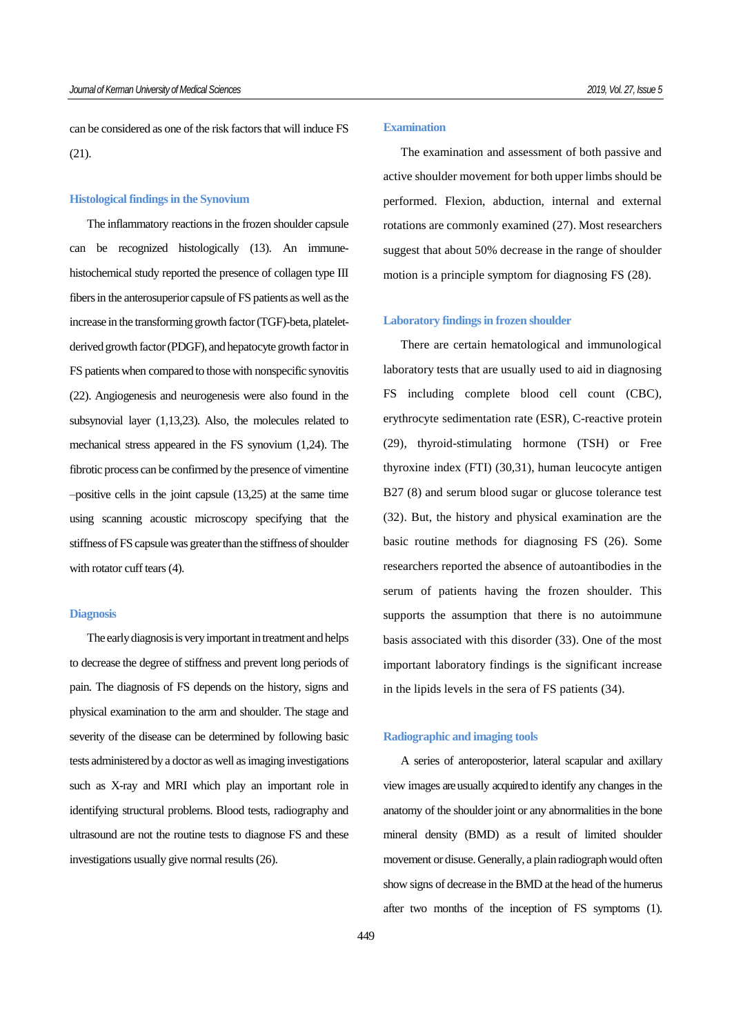can be considered as one of the risk factors that will induce FS (21).

### Histological findings in the Synovium

The inflammatory reactions in the frozen shoulder capsule can be recognized histologically (13). An immune-histochemical study reported the presence of collagen type III fibers in the anterosuperior capsule of FS patients as well as the increase in the transforming growth factor (TGF)-beta, platelet-derived growth factor (PDGF), and hepatocyte growth factor in FS patients when compared to those with nonspecific synovitis (22). Angiogenesis and neurogenesis were also found in the subsynovial layer (1,13,23). Also, the molecules related to mechanical stress appeared in the FS synovium (1,24). The fibrotic process can be confirmed by the presence of vimentine –positive cells in the joint capsule (13,25) at the same time using scanning acoustic microscopy specifying that the stiffness of FS capsule was greater than the stiffness of shoulder with rotator cuff tears (4).

### Diagnosis

The early diagnosis is very important in treatment and helps to decrease the degree of stiffness and prevent long periods of pain. The diagnosis of FS depends on the history, signs and physical examination to the arm and shoulder. The stage and severity of the disease can be determined by following basic tests administered by a doctor as well as imaging investigations such as X-ray and MRI which play an important role in identifying structural problems. Blood tests, radiography and ultrasound are not the routine tests to diagnose FS and these investigations usually give normal results (26).

### Examination

The examination and assessment of both passive and active shoulder movement for both upper limbs should be performed. Flexion, abduction, internal and external rotations are commonly examined (27). Most researchers suggest that about 50% decrease in the range of shoulder motion is a principle symptom for diagnosing FS (28).

### Laboratory findings in frozen shoulder

There are certain hematological and immunological laboratory tests that are usually used to aid in diagnosing FS including complete blood cell count (CBC), erythrocyte sedimentation rate (ESR), C-reactive protein (29), thyroid-stimulating hormone (TSH) or Free thyroxine index (FTI) (30,31), human leucocyte antigen B27 (8) and serum blood sugar or glucose tolerance test (32). But, the history and physical examination are the basic routine methods for diagnosing FS (26). Some researchers reported the absence of autoantibodies in the serum of patients having the frozen shoulder. This supports the assumption that there is no autoimmune basis associated with this disorder (33). One of the most important laboratory findings is the significant increase in the lipids levels in the sera of FS patients (34).

### Radiographic and imaging tools

A series of anteroposterior, lateral scapular and axillary view images are usually acquired to identify any changes in the anatomy of the shoulder joint or any abnormalities in the bone mineral density (BMD) as a result of limited shoulder movement or disuse. Generally, a plain radiograph would often show signs of decrease in the BMD at the head of the humerus after two months of the inception of FS symptoms (1).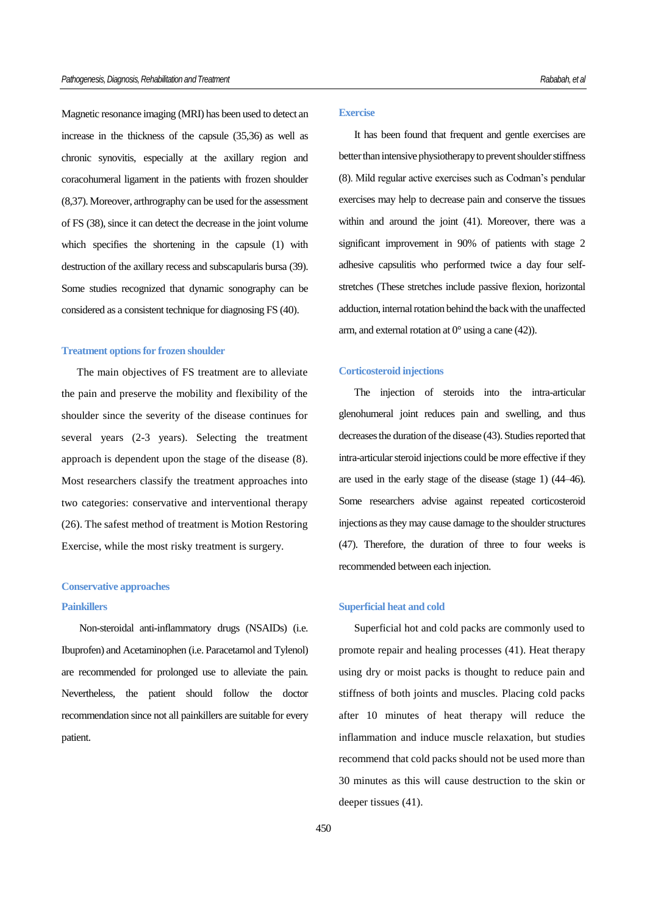Magnetic resonance imaging (MRI) has been used to detect an increase in the thickness of the capsule (35,36) as well as chronic synovitis, especially at the axillary region and coracohumeral ligament in the patients with frozen shoulder (8,37). Moreover, arthrography can be used for the assessment of FS (38), since it can detect the decrease in the joint volume which specifies the shortening in the capsule (1) with destruction of the axillary recess and subscapularis bursa (39). Some studies recognized that dynamic sonography can be considered as a consistent technique for diagnosing FS (40).

## Treatment options for frozen shoulder

The main objectives of FS treatment are to alleviate the pain and preserve the mobility and flexibility of the shoulder since the severity of the disease continues for several years (2-3 years). Selecting the treatment approach is dependent upon the stage of the disease (8). Most researchers classify the treatment approaches into two categories: conservative and interventional therapy (26). The safest method of treatment is Motion Restoring Exercise, while the most risky treatment is surgery.

## Conservative approaches

### Painkillers

Non-steroidal anti-inflammatory drugs (NSAIDs) (i.e. Ibuprofen) and Acetaminophen (i.e. Paracetamol and Tylenol) are recommended for prolonged use to alleviate the pain. Nevertheless, the patient should follow the doctor recommendation since not all painkillers are suitable for every patient.

### Exercise

It has been found that frequent and gentle exercises are better than intensive physiotherapy to prevent shoulder stiffness (8). Mild regular active exercises such as Codman's pendular exercises may help to decrease pain and conserve the tissues within and around the joint (41). Moreover, there was a significant improvement in 90% of patients with stage 2 adhesive capsulitis who performed twice a day four self-stretches (These stretches include passive flexion, horizontal adduction, internal rotation behind the back with the unaffected arm, and external rotation at 0° using a cane (42)).

### Corticosteroid injections

The injection of steroids into the intra-articular glenohumeral joint reduces pain and swelling, and thus decreases the duration of the disease (43). Studies reported that intra-articular steroid injections could be more effective if they are used in the early stage of the disease (stage 1) (44–46). Some researchers advise against repeated corticosteroid injections as they may cause damage to the shoulder structures (47). Therefore, the duration of three to four weeks is recommended between each injection.

### Superficial heat and cold

Superficial hot and cold packs are commonly used to promote repair and healing processes (41). Heat therapy using dry or moist packs is thought to reduce pain and stiffness of both joints and muscles. Placing cold packs after 10 minutes of heat therapy will reduce the inflammation and induce muscle relaxation, but studies recommend that cold packs should not be used more than 30 minutes as this will cause destruction to the skin or deeper tissues (41).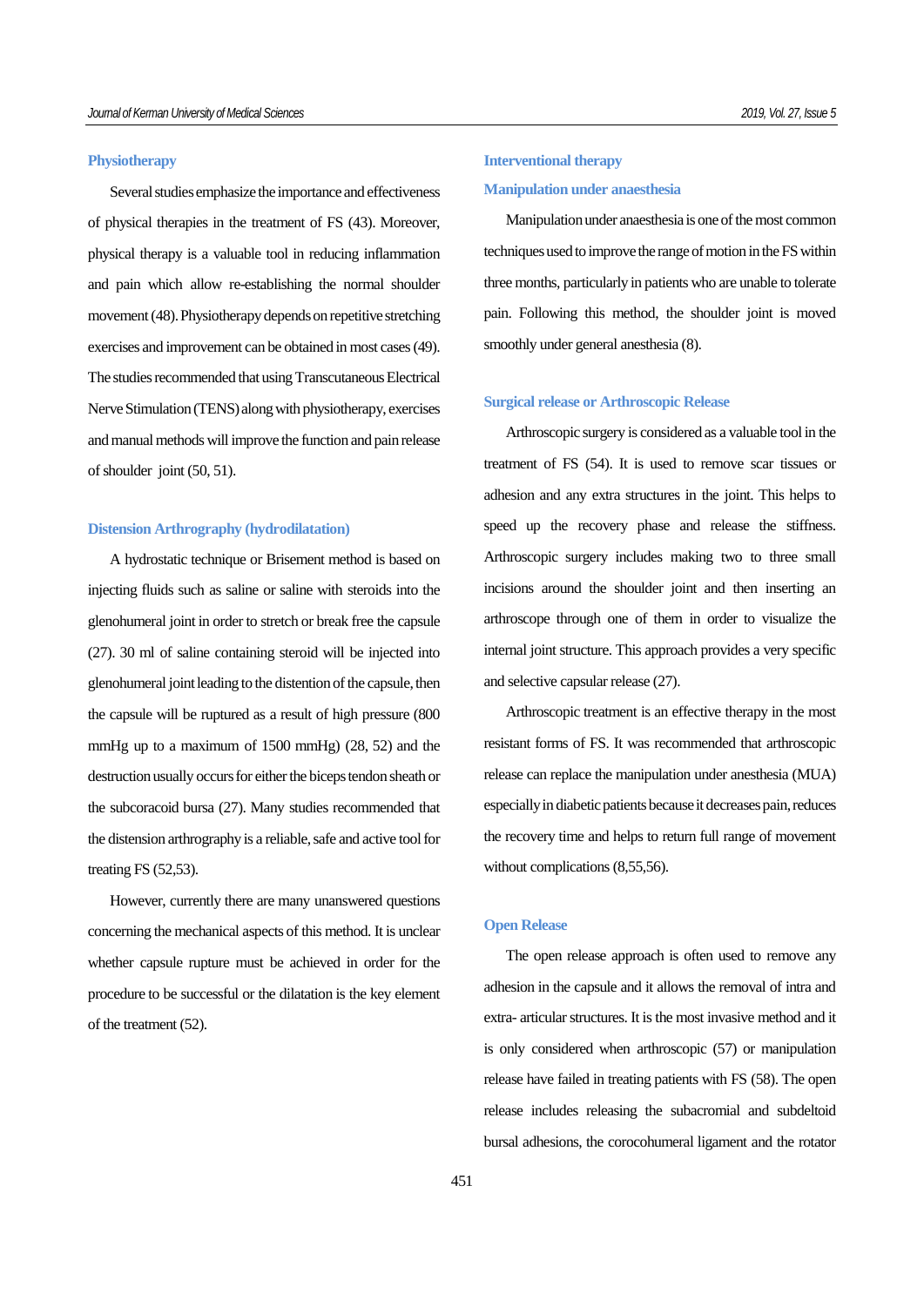## Physiotherapy

Several studies emphasize the importance and effectiveness of physical therapies in the treatment of FS (43). Moreover, physical therapy is a valuable tool in reducing inflammation and pain which allow re-establishing the normal shoulder movement (48). Physiotherapy depends on repetitive stretching exercises and improvement can be obtained in most cases (49). The studies recommended that using Transcutaneous Electrical Nerve Stimulation (TENS) along with physiotherapy, exercises and manual methods will improve the function and pain release of shoulder joint (50, 51).

## Distension Arthrography (hydrodilatation)

A hydrostatic technique or Brisement method is based on injecting fluids such as saline or saline with steroids into the glenohumeral joint in order to stretch or break free the capsule (27). 30 ml of saline containing steroid will be injected into glenohumeral joint leading to the distention of the capsule, then the capsule will be ruptured as a result of high pressure (800 mmHg up to a maximum of 1500 mmHg) (28, 52) and the destruction usually occurs for either the biceps tendon sheath or the subcoracoid bursa (27). Many studies recommended that the distension arthrography is a reliable, safe and active tool for treating FS (52,53).

However, currently there are many unanswered questions concerning the mechanical aspects of this method. It is unclear whether capsule rupture must be achieved in order for the procedure to be successful or the dilatation is the key element of the treatment (52).

## Interventional therapy

## Manipulation under anaesthesia

Manipulation under anaesthesia is one of the most common techniques used to improve the range of motion in the FS within three months, particularly in patients who are unable to tolerate pain. Following this method, the shoulder joint is moved smoothly under general anesthesia (8).

## Surgical release or Arthroscopic Release

Arthroscopic surgery is considered as a valuable tool in the treatment of FS (54). It is used to remove scar tissues or adhesion and any extra structures in the joint. This helps to speed up the recovery phase and release the stiffness. Arthroscopic surgery includes making two to three small incisions around the shoulder joint and then inserting an arthroscope through one of them in order to visualize the internal joint structure. This approach provides a very specific and selective capsular release (27).

Arthroscopic treatment is an effective therapy in the most resistant forms of FS. It was recommended that arthroscopic release can replace the manipulation under anesthesia (MUA) especially in diabetic patients because it decreases pain, reduces the recovery time and helps to return full range of movement without complications (8,55,56).

## Open Release

The open release approach is often used to remove any adhesion in the capsule and it allows the removal of intra and extra- articular structures. It is the most invasive method and it is only considered when arthroscopic (57) or manipulation release have failed in treating patients with FS (58). The open release includes releasing the subacromial and subdeltoid bursal adhesions, the corocohumeral ligament and the rotator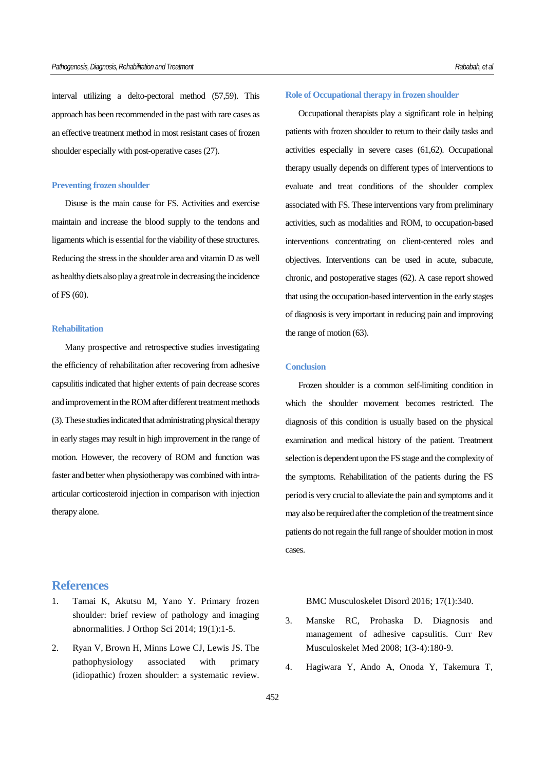interval utilizing a delto-pectoral method (57,59). This approach has been recommended in the past with rare cases as an effective treatment method in most resistant cases of frozen shoulder especially with post-operative cases (27).

### Preventing frozen shoulder

Disuse is the main cause for FS. Activities and exercise maintain and increase the blood supply to the tendons and ligaments which is essential for the viability of these structures. Reducing the stress in the shoulder area and vitamin D as well as healthy diets also play a great role in decreasing the incidence of FS (60).

### Rehabilitation

Many prospective and retrospective studies investigating the efficiency of rehabilitation after recovering from adhesive capsulitis indicated that higher extents of pain decrease scores and improvement in the ROM after different treatment methods (3). These studies indicated that administrating physical therapy in early stages may result in high improvement in the range of motion. However, the recovery of ROM and function was faster and better when physiotherapy was combined with intra-articular corticosteroid injection in comparison with injection therapy alone.

### Role of Occupational therapy in frozen shoulder

Occupational therapists play a significant role in helping patients with frozen shoulder to return to their daily tasks and activities especially in severe cases (61,62). Occupational therapy usually depends on different types of interventions to evaluate and treat conditions of the shoulder complex associated with FS. These interventions vary from preliminary activities, such as modalities and ROM, to occupation-based interventions concentrating on client-centered roles and objectives. Interventions can be used in acute, subacute, chronic, and postoperative stages (62). A case report showed that using the occupation-based intervention in the early stages of diagnosis is very important in reducing pain and improving the range of motion (63).

### Conclusion

Frozen shoulder is a common self-limiting condition in which the shoulder movement becomes restricted. The diagnosis of this condition is usually based on the physical examination and medical history of the patient. Treatment selection is dependent upon the FS stage and the complexity of the symptoms. Rehabilitation of the patients during the FS period is very crucial to alleviate the pain and symptoms and it may also be required after the completion of the treatment since patients do not regain the full range of shoulder motion in most cases.

## References

1. Tamai K, Akutsu M, Yano Y. Primary frozen shoulder: brief review of pathology and imaging abnormalities. J Orthop Sci 2014; 19(1):1-5.
2. Ryan V, Brown H, Minns Lowe CJ, Lewis JS. The pathophysiology associated with primary (idiopathic) frozen shoulder: a systematic review. BMC Musculoskelet Disord 2016; 17(1):340.
3. Manske RC, Prohaska D. Diagnosis and management of adhesive capsulitis. Curr Rev Musculoskelet Med 2008; 1(3-4):180-9.
4. Hagiwara Y, Ando A, Onoda Y, Takemura T,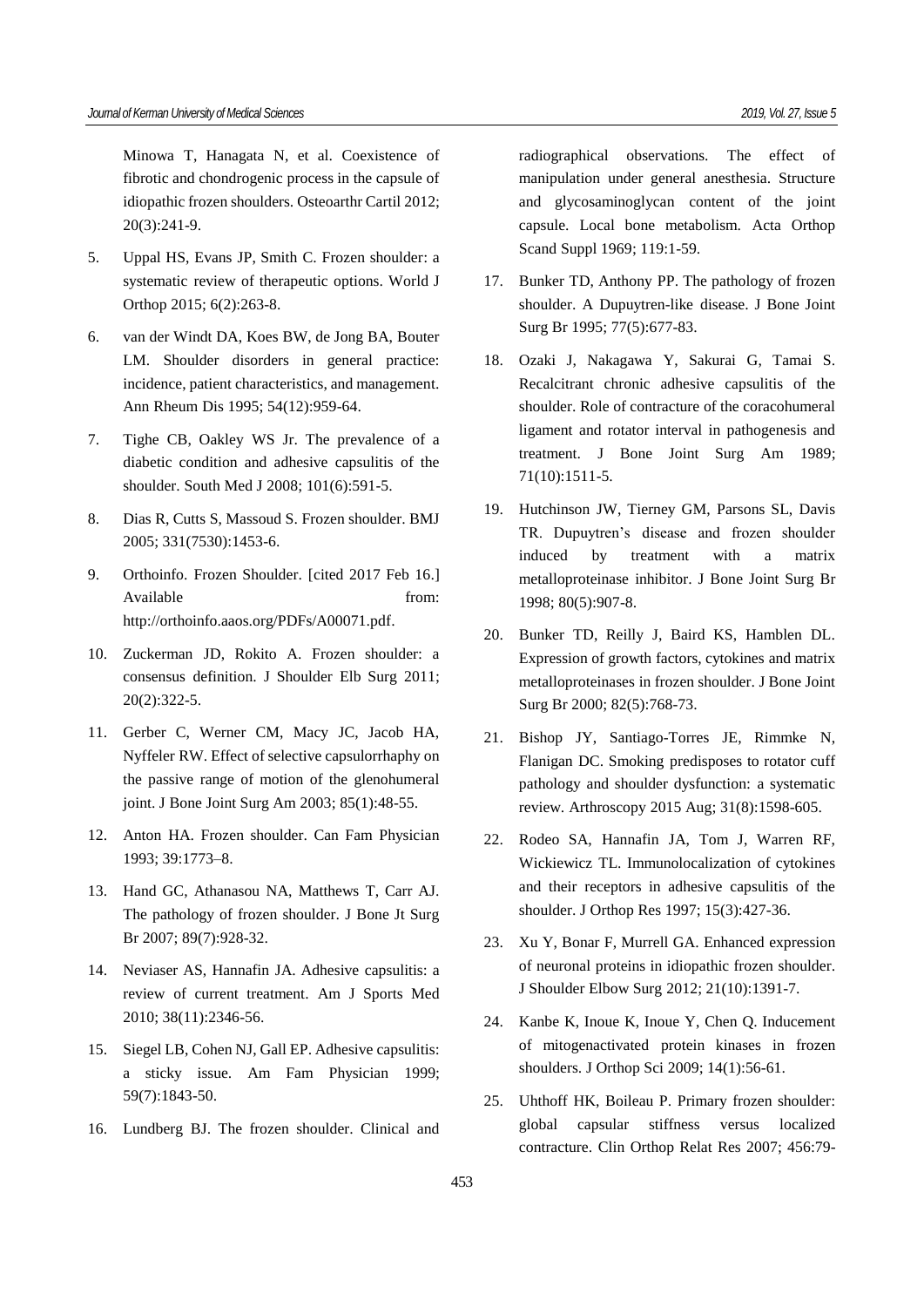Minowa T, Hanagata N, et al. Coexistence of fibrotic and chondrogenic process in the capsule of idiopathic frozen shoulders. Osteoarthr Cartil 2012; 20(3):241-9.

5. Uppal HS, Evans JP, Smith C. Frozen shoulder: a systematic review of therapeutic options. World J Orthop 2015; 6(2):263-8.
6. van der Windt DA, Koes BW, de Jong BA, Bouter LM. Shoulder disorders in general practice: incidence, patient characteristics, and management. Ann Rheum Dis 1995; 54(12):959-64.
7. Tighe CB, Oakley WS Jr. The prevalence of a diabetic condition and adhesive capsulitis of the shoulder. South Med J 2008; 101(6):591-5.
8. Dias R, Cutts S, Massoud S. Frozen shoulder. BMJ 2005; 331(7530):1453-6.
9. Orthoinfo. Frozen Shoulder. [cited 2017 Feb 16.] Available from: http://orthoinfo.aaos.org/PDFs/A00071.pdf.
10. Zuckerman JD, Rokito A. Frozen shoulder: a consensus definition. J Shoulder Elb Surg 2011; 20(2):322-5.
11. Gerber C, Werner CM, Macy JC, Jacob HA, Nyffeler RW. Effect of selective capsulorrhaphy on the passive range of motion of the glenohumeral joint. J Bone Joint Surg Am 2003; 85(1):48-55.
12. Anton HA. Frozen shoulder. Can Fam Physician 1993; 39:1773–8.
13. Hand GC, Athanasou NA, Matthews T, Carr AJ. The pathology of frozen shoulder. J Bone Jt Surg Br 2007; 89(7):928-32.
14. Neviaser AS, Hannafin JA. Adhesive capsulitis: a review of current treatment. Am J Sports Med 2010; 38(11):2346-56.
15. Siegel LB, Cohen NJ, Gall EP. Adhesive capsulitis: a sticky issue. Am Fam Physician 1999; 59(7):1843-50.
16. Lundberg BJ. The frozen shoulder. Clinical and radiographical observations. The effect of manipulation under general anesthesia. Structure and glycosaminoglycan content of the joint capsule. Local bone metabolism. Acta Orthop Scand Suppl 1969; 119:1-59.
17. Bunker TD, Anthony PP. The pathology of frozen shoulder. A Dupuytren-like disease. J Bone Joint Surg Br 1995; 77(5):677-83.
18. Ozaki J, Nakagawa Y, Sakurai G, Tamai S. Recalcitrant chronic adhesive capsulitis of the shoulder. Role of contracture of the coracohumeral ligament and rotator interval in pathogenesis and treatment. J Bone Joint Surg Am 1989; 71(10):1511-5.
19. Hutchinson JW, Tierney GM, Parsons SL, Davis TR. Dupuytren's disease and frozen shoulder induced by treatment with a matrix metalloproteinase inhibitor. J Bone Joint Surg Br 1998; 80(5):907-8.
20. Bunker TD, Reilly J, Baird KS, Hamblen DL. Expression of growth factors, cytokines and matrix metalloproteinases in frozen shoulder. J Bone Joint Surg Br 2000; 82(5):768-73.
21. Bishop JY, Santiago-Torres JE, Rimmke N, Flanigan DC. Smoking predisposes to rotator cuff pathology and shoulder dysfunction: a systematic review. Arthroscopy 2015 Aug; 31(8):1598-605.
22. Rodeo SA, Hannafin JA, Tom J, Warren RF, Wickiewicz TL. Immunolocalization of cytokines and their receptors in adhesive capsulitis of the shoulder. J Orthop Res 1997; 15(3):427-36.
23. Xu Y, Bonar F, Murrell GA. Enhanced expression of neuronal proteins in idiopathic frozen shoulder. J Shoulder Elbow Surg 2012; 21(10):1391-7.
24. Kanbe K, Inoue K, Inoue Y, Chen Q. Inducement of mitogenactivated protein kinases in frozen shoulders. J Orthop Sci 2009; 14(1):56-61.
25. Uhthoff HK, Boileau P. Primary frozen shoulder: global capsular stiffness versus localized contracture. Clin Orthop Relat Res 2007; 456:79-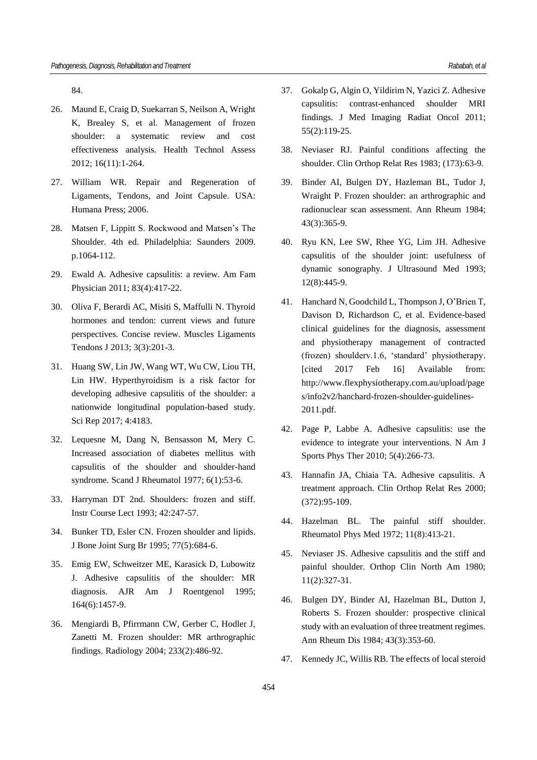84.

26. Maund E, Craig D, Suekarran S, Neilson A, Wright K, Brealey S, et al. Management of frozen shoulder: a systematic review and cost effectiveness analysis. Health Technol Assess 2012; 16(11):1-264.

27. William WR. Repair and Regeneration of Ligaments, Tendons, and Joint Capsule. USA: Humana Press; 2006.

28. Matsen F, Lippitt S. Rockwood and Matsen's The Shoulder. 4th ed. Philadelphia: Saunders 2009. p.1064-112.

29. Ewald A. Adhesive capsulitis: a review. Am Fam Physician 2011; 83(4):417-22.

30. Oliva F, Berardi AC, Misiti S, Maffulli N. Thyroid hormones and tendon: current views and future perspectives. Concise review. Muscles Ligaments Tendons J 2013; 3(3):201-3.

31. Huang SW, Lin JW, Wang WT, Wu CW, Liou TH, Lin HW. Hyperthyroidism is a risk factor for developing adhesive capsulitis of the shoulder: a nationwide longitudinal population-based study. Sci Rep 2017; 4:4183.

32. Lequesne M, Dang N, Bensasson M, Mery C. Increased association of diabetes mellitus with capsulitis of the shoulder and shoulder-hand syndrome. Scand J Rheumatol 1977; 6(1):53-6.

33. Harryman DT 2nd. Shoulders: frozen and stiff. Instr Course Lect 1993; 42:247-57.

34. Bunker TD, Esler CN. Frozen shoulder and lipids. J Bone Joint Surg Br 1995; 77(5):684-6.

35. Emig EW, Schweitzer ME, Karasick D, Lubowitz J. Adhesive capsulitis of the shoulder: MR diagnosis. AJR Am J Roentgenol 1995; 164(6):1457-9.

36. Mengiardi B, Pfirrmann CW, Gerber C, Hodler J, Zanetti M. Frozen shoulder: MR arthrographic findings. Radiology 2004; 233(2):486-92.

37. Gokalp G, Algin O, Yildirim N, Yazici Z. Adhesive capsulitis: contrast-enhanced shoulder MRI findings. J Med Imaging Radiat Oncol 2011; 55(2):119-25.

38. Neviaser RJ. Painful conditions affecting the shoulder. Clin Orthop Relat Res 1983; (173):63-9.

39. Binder AI, Bulgen DY, Hazleman BL, Tudor J, Wraight P. Frozen shoulder: an arthrographic and radionuclear scan assessment. Ann Rheum 1984; 43(3):365-9.

40. Ryu KN, Lee SW, Rhee YG, Lim JH. Adhesive capsulitis of the shoulder joint: usefulness of dynamic sonography. J Ultrasound Med 1993; 12(8):445-9.

41. Hanchard N, Goodchild L, Thompson J, O'Brien T, Davison D, Richardson C, et al. Evidence-based clinical guidelines for the diagnosis, assessment and physiotherapy management of contracted (frozen) shoulderv.1.6, 'standard' physiotherapy. [cited 2017 Feb 16] Available from: http://www.flexphysiotherapy.com.au/upload/pages/info2v2/hanchard-frozen-shoulder-guidelines-2011.pdf.

42. Page P, Labbe A. Adhesive capsulitis: use the evidence to integrate your interventions. N Am J Sports Phys Ther 2010; 5(4):266-73.

43. Hannafin JA, Chiaia TA. Adhesive capsulitis. A treatment approach. Clin Orthop Relat Res 2000; (372):95-109.

44. Hazelman BL. The painful stiff shoulder. Rheumatol Phys Med 1972; 11(8):413-21.

45. Neviaser JS. Adhesive capsulitis and the stiff and painful shoulder. Orthop Clin North Am 1980; 11(2):327-31.

46. Bulgen DY, Binder AI, Hazelman BL, Dutton J, Roberts S. Frozen shoulder: prospective clinical study with an evaluation of three treatment regimes. Ann Rheum Dis 1984; 43(3):353-60.

47. Kennedy JC, Willis RB. The effects of local steroid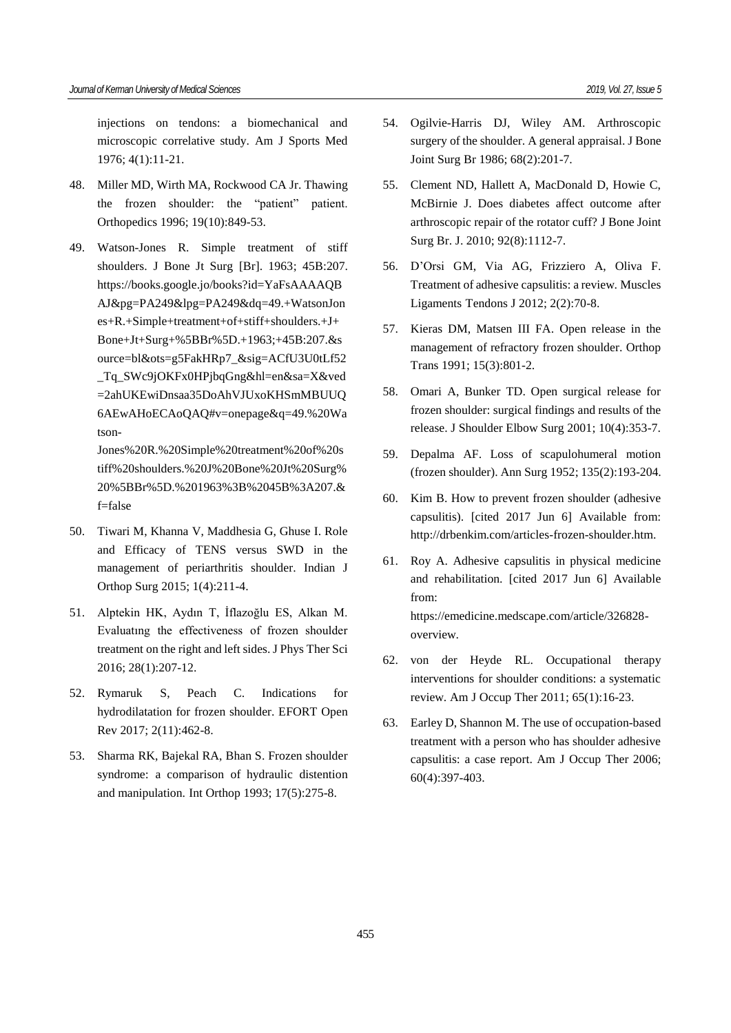injections on tendons: a biomechanical and microscopic correlative study. Am J Sports Med 1976; 4(1):11-21.

48. Miller MD, Wirth MA, Rockwood CA Jr. Thawing the frozen shoulder: the "patient" patient. Orthopedics 1996; 19(10):849-53.

49. Watson-Jones R. Simple treatment of stiff shoulders. J Bone Jt Surg [Br]. 1963; 45B:207. https://books.google.jo/books?id=YaFsAAAAQBAJ&pg=PA249&lpg=PA249&dq=49.+WatsonJones+R.+Simple+treatment+of+stiff+shoulders.+J+Bone+Jt+Surg+%5BBr%5D.+1963;+45B:207.&source=bl&ots=g5FakHRp7_&sig=ACfU3U0tLf52_Tq_SWc9jOKFx0HPjbqGng&hl=en&sa=X&ved=2ahUKEwiDnsaa35DoAhVJUxoKHSmMBUUQ6AEwAHoECAoQAQ#v=onepage&q=49.%20Watson-Jones%20R.%20Simple%20treatment%20of%20stiff%20shoulders.%20J%20Bone%20Jt%20Surg%20%5BBr%5D.%201963%3B%2045B%3A207.&f=false

50. Tiwari M, Khanna V, Maddhesia G, Ghuse I. Role and Efficacy of TENS versus SWD in the management of periarthritis shoulder. Indian J Orthop Surg 2015; 1(4):211-4.

51. Alptekin HK, Aydın T, İflazoğlu ES, Alkan M. Evaluatıng the effectiveness of frozen shoulder treatment on the right and left sides. J Phys Ther Sci 2016; 28(1):207-12.

52. Rymaruk S, Peach C. Indications for hydrodilatation for frozen shoulder. EFORT Open Rev 2017; 2(11):462-8.

53. Sharma RK, Bajekal RA, Bhan S. Frozen shoulder syndrome: a comparison of hydraulic distention and manipulation. Int Orthop 1993; 17(5):275-8.

54. Ogilvie-Harris DJ, Wiley AM. Arthroscopic surgery of the shoulder. A general appraisal. J Bone Joint Surg Br 1986; 68(2):201-7.

55. Clement ND, Hallett A, MacDonald D, Howie C, McBirnie J. Does diabetes affect outcome after arthroscopic repair of the rotator cuff? J Bone Joint Surg Br. J. 2010; 92(8):1112-7.

56. D'Orsi GM, Via AG, Frizziero A, Oliva F. Treatment of adhesive capsulitis: a review. Muscles Ligaments Tendons J 2012; 2(2):70-8.

57. Kieras DM, Matsen III FA. Open release in the management of refractory frozen shoulder. Orthop Trans 1991; 15(3):801-2.

58. Omari A, Bunker TD. Open surgical release for frozen shoulder: surgical findings and results of the release. J Shoulder Elbow Surg 2001; 10(4):353-7.

59. Depalma AF. Loss of scapulohumeral motion (frozen shoulder). Ann Surg 1952; 135(2):193-204.

60. Kim B. How to prevent frozen shoulder (adhesive capsulitis). [cited 2017 Jun 6] Available from: http://drbenkim.com/articles-frozen-shoulder.htm.

61. Roy A. Adhesive capsulitis in physical medicine and rehabilitation. [cited 2017 Jun 6] Available from: https://emedicine.medscape.com/article/326828-overview.

62. von der Heyde RL. Occupational therapy interventions for shoulder conditions: a systematic review. Am J Occup Ther 2011; 65(1):16-23.

63. Earley D, Shannon M. The use of occupation-based treatment with a person who has shoulder adhesive capsulitis: a case report. Am J Occup Ther 2006; 60(4):397-403.